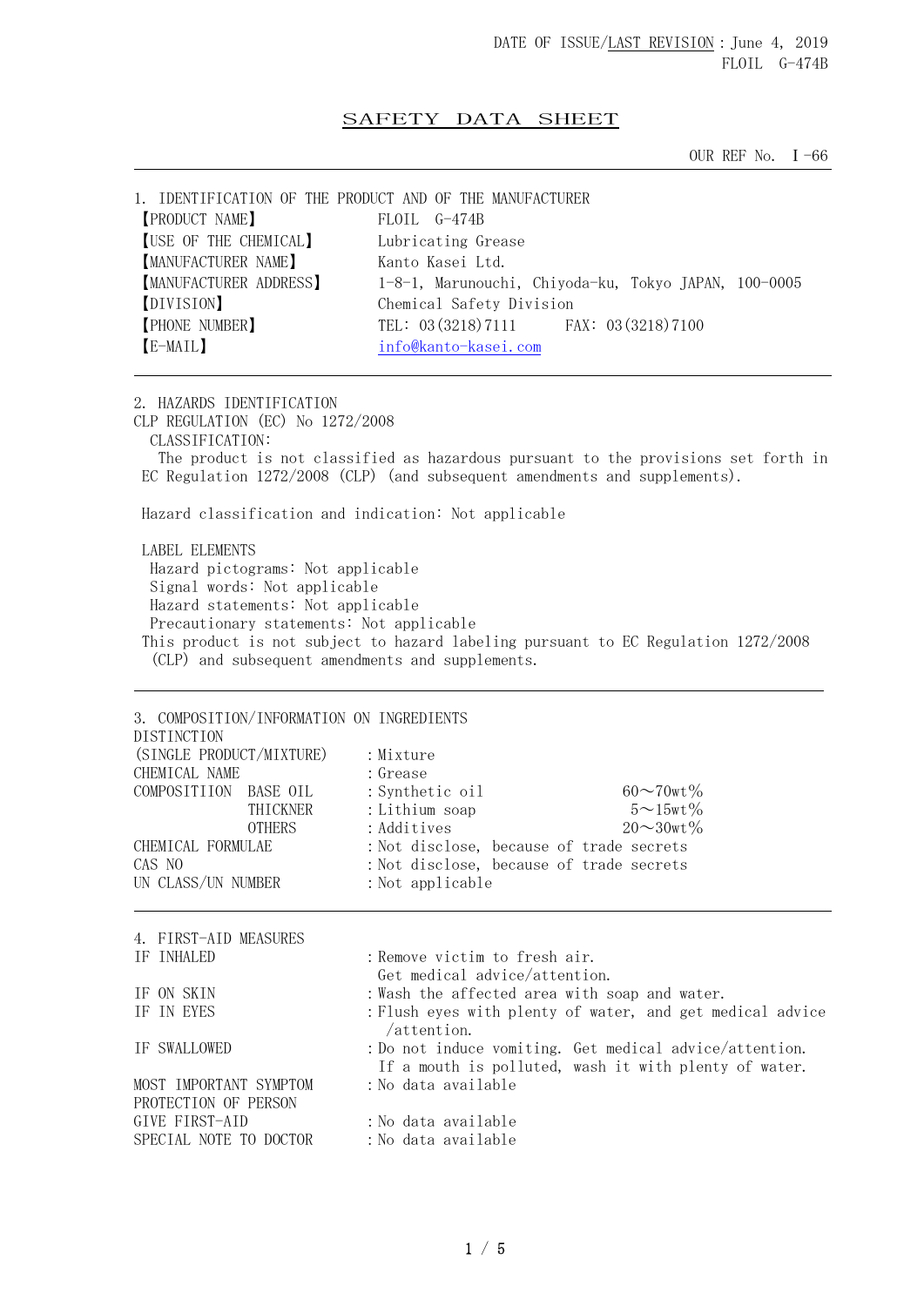DATE OF ISSUE/LAST REVISION：June 4, 2019
FLOIL G-474B

# SAFETY DATA SHEET

OUR REF No. Ⅰ-66

## 1. IDENTIFICATION OF THE PRODUCT AND OF THE MANUFACTURER

| | |
|---|---|
| 【PRODUCT NAME】 | FLOIL G-474B |
| 【USE OF THE CHEMICAL】 | Lubricating Grease |
| 【MANUFACTURER NAME】 | Kanto Kasei Ltd. |
| 【MANUFACTURER ADDRESS】 | 1-8-1, Marunouchi, Chiyoda-ku, Tokyo JAPAN, 100-0005 |
| 【DIVISION】 | Chemical Safety Division |
| 【PHONE NUMBER】 | TEL: 03(3218)7111　FAX: 03(3218)7100 |
| 【E-MAIL】 | info@kanto-kasei.com |

## 2. HAZARDS IDENTIFICATION

CLP REGULATION (EC) No 1272/2008

CLASSIFICATION:

The product is not classified as hazardous pursuant to the provisions set forth in EC Regulation 1272/2008 (CLP) (and subsequent amendments and supplements).

Hazard classification and indication: Not applicable

LABEL ELEMENTS

Hazard pictograms: Not applicable
Signal words: Not applicable
Hazard statements: Not applicable
Precautionary statements: Not applicable

This product is not subject to hazard labeling pursuant to EC Regulation 1272/2008 (CLP) and subsequent amendments and supplements.

## 3. COMPOSITION/INFORMATION ON INGREDIENTS

| | | | |
|---|---|---|---|
| DISTINCTION (SINGLE PRODUCT/MIXTURE) | | :Mixture | |
| CHEMICAL NAME | | :Grease | |
| COMPOSITIION | BASE OIL | :Synthetic oil | 60～70wt% |
| | THICKNER | :Lithium soap | 5～15wt% |
| | OTHERS | :Additives | 20～30wt% |
| CHEMICAL FORMULAE | | :Not disclose, because of trade secrets | |
| CAS NO | | :Not disclose, because of trade secrets | |
| UN CLASS/UN NUMBER | | :Not applicable | |

## 4. FIRST-AID MEASURES

| | |
|---|---|
| IF INHALED | :Remove victim to fresh air. Get medical advice/attention. |
| IF ON SKIN | :Wash the affected area with soap and water. |
| IF IN EYES | :Flush eyes with plenty of water, and get medical advice /attention. |
| IF SWALLOWED | :Do not induce vomiting. Get medical advice/attention. If a mouth is polluted, wash it with plenty of water. |
| MOST IMPORTANT SYMPTOM | :No data available |
| PROTECTION OF PERSON GIVE FIRST-AID | :No data available |
| SPECIAL NOTE TO DOCTOR | :No data available |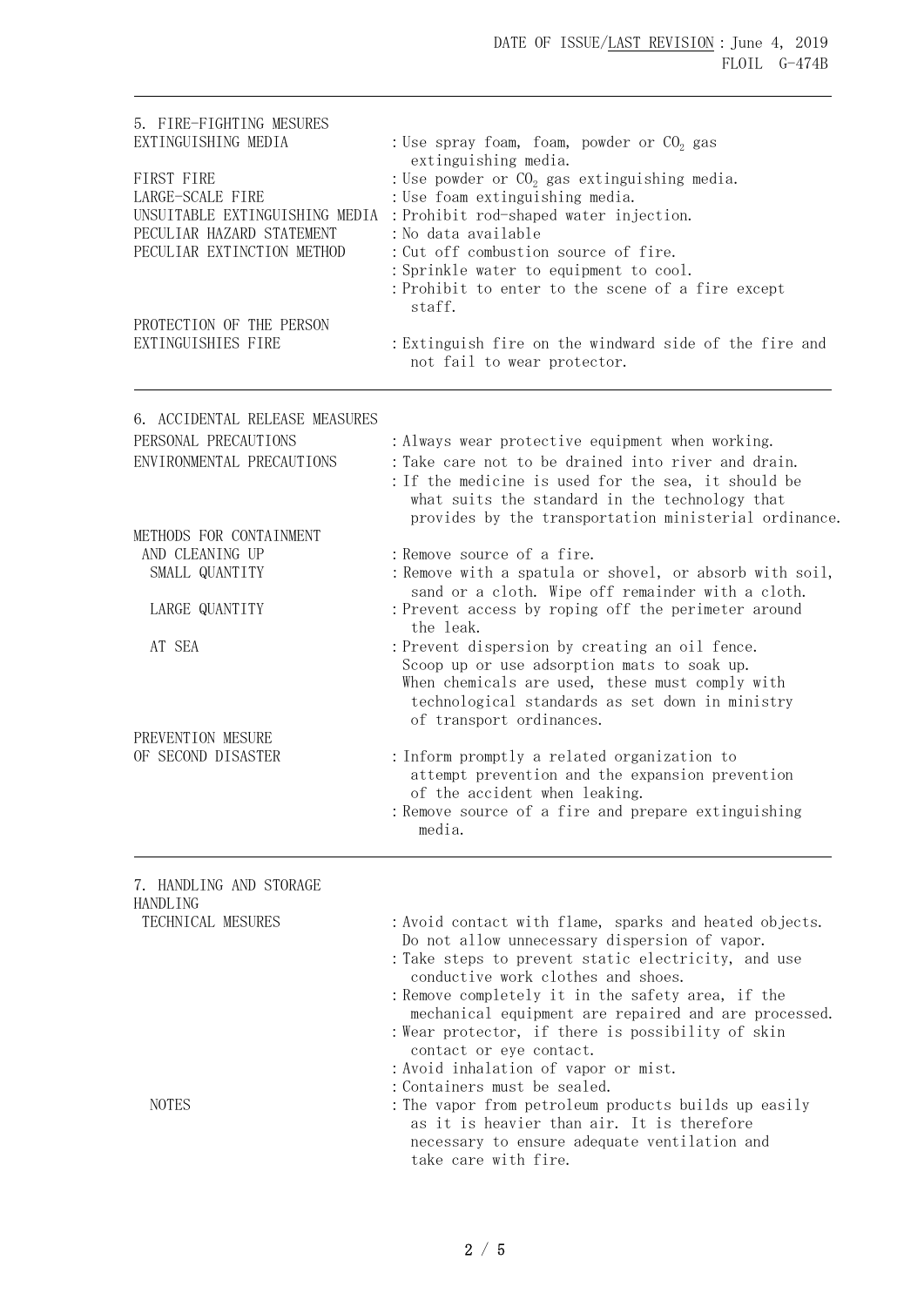## 5. FIRE-FIGHTING MESURES

| | |
|---|---|
| EXTINGUISHING MEDIA | : Use spray foam, foam, powder or $CO_2$ gas extinguishing media. |
| FIRST FIRE | : Use powder or $CO_2$ gas extinguishing media. |
| LARGE-SCALE FIRE | : Use foam extinguishing media. |
| UNSUITABLE EXTINGUISHING MEDIA | : Prohibit rod-shaped water injection. |
| PECULIAR HAZARD STATEMENT | : No data available |
| PECULIAR EXTINCTION METHOD | : Cut off combustion source of fire.<br>: Sprinkle water to equipment to cool.<br>: Prohibit to enter to the scene of a fire except staff. |
| PROTECTION OF THE PERSON EXTINGUISHIES FIRE | : Extinguish fire on the windward side of the fire and not fail to wear protector. |

## 6. ACCIDENTAL RELEASE MEASURES

| | |
|---|---|
| PERSONAL PRECAUTIONS | : Always wear protective equipment when working. |
| ENVIRONMENTAL PRECAUTIONS | : Take care not to be drained into river and drain.<br>: If the medicine is used for the sea, it should be what suits the standard in the technology that provides by the transportation ministerial ordinance. |
| METHODS FOR CONTAINMENT AND CLEANING UP | : Remove source of a fire. |
| SMALL QUANTITY | : Remove with a spatula or shovel, or absorb with soil, sand or a cloth. Wipe off remainder with a cloth. |
| LARGE QUANTITY | : Prevent access by roping off the perimeter around the leak. |
| AT SEA | : Prevent dispersion by creating an oil fence. Scoop up or use adsorption mats to soak up. When chemicals are used, these must comply with technological standards as set down in ministry of transport ordinances. |
| PREVENTION MESURE OF SECOND DISASTER | : Inform promptly a related organization to attempt prevention and the expansion prevention of the accident when leaking.<br>: Remove source of a fire and prepare extinguishing media. |

## 7. HANDLING AND STORAGE

HANDLING

| | |
|---|---|
| TECHNICAL MESURES | : Avoid contact with flame, sparks and heated objects. Do not allow unnecessary dispersion of vapor.<br>: Take steps to prevent static electricity, and use conductive work clothes and shoes.<br>: Remove completely it in the safety area, if the mechanical equipment are repaired and are processed.<br>: Wear protector, if there is possibility of skin contact or eye contact.<br>: Avoid inhalation of vapor or mist.<br>: Containers must be sealed. |
| NOTES | : The vapor from petroleum products builds up easily as it is heavier than air. It is therefore necessary to ensure adequate ventilation and take care with fire. |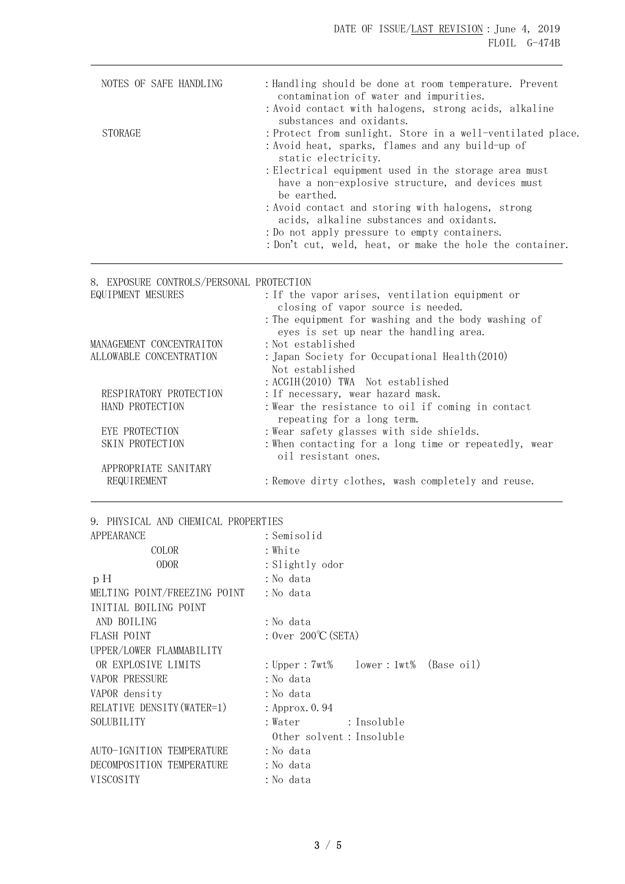| | |
|---|---|
| NOTES OF SAFE HANDLING | : Handling should be done at room temperature. Prevent contamination of water and impurities. |
| | : Avoid contact with halogens, strong acids, alkaline substances and oxidants. |
| STORAGE | : Protect from sunlight. Store in a well-ventilated place. |
| | : Avoid heat, sparks, flames and any build-up of static electricity. |
| | : Electrical equipment used in the storage area must have a non-explosive structure, and devices must be earthed. |
| | : Avoid contact and storing with halogens, strong acids, alkaline substances and oxidants. |
| | : Do not apply pressure to empty containers. |
| | : Don't cut, weld, heat, or make the hole the container. |

## 8. EXPOSURE CONTROLS/PERSONAL PROTECTION

| | |
|---|---|
| EQUIPMENT MESURES | : If the vapor arises, ventilation equipment or closing of vapor source is needed. |
| | : The equipment for washing and the body washing of eyes is set up near the handling area. |
| MANAGEMENT CONCENTRAITON | : Not established |
| ALLOWABLE CONCENTRATION | : Japan Society for Occupational Health(2010) Not established |
| | : ACGIH(2010) TWA Not established |
| RESPIRATORY PROTECTION | : If necessary, wear hazard mask. |
| HAND PROTECTION | : Wear the resistance to oil if coming in contact repeating for a long term. |
| EYE PROTECTION | : Wear safety glasses with side shields. |
| SKIN PROTECTION | : When contacting for a long time or repeatedly, wear oil resistant ones. |
| APPROPRIATE SANITARY REQUIREMENT | : Remove dirty clothes, wash completely and reuse. |

## 9. PHYSICAL AND CHEMICAL PROPERTIES

| | |
|---|---|
| APPEARANCE | : Semisolid |
| COLOR | : White |
| ODOR | : Slightly odor |
| pH | : No data |
| MELTING POINT/FREEZING POINT | : No data |
| INITIAL BOILING POINT AND BOILING | : No data |
| FLASH POINT | : Over 200℃(SETA) |
| UPPER/LOWER FLAMMABILITY OR EXPLOSIVE LIMITS | : Upper : 7wt% lower : 1wt% (Base oil) |
| VAPOR PRESSURE | : No data |
| VAPOR density | : No data |
| RELATIVE DENSITY(WATER=1) | : Approx. 0.94 |
| SOLUBILITY | : Water : Insoluble |
| | Other solvent : Insoluble |
| AUTO-IGNITION TEMPERATURE | : No data |
| DECOMPOSITION TEMPERATURE | : No data |
| VISCOSITY | : No data |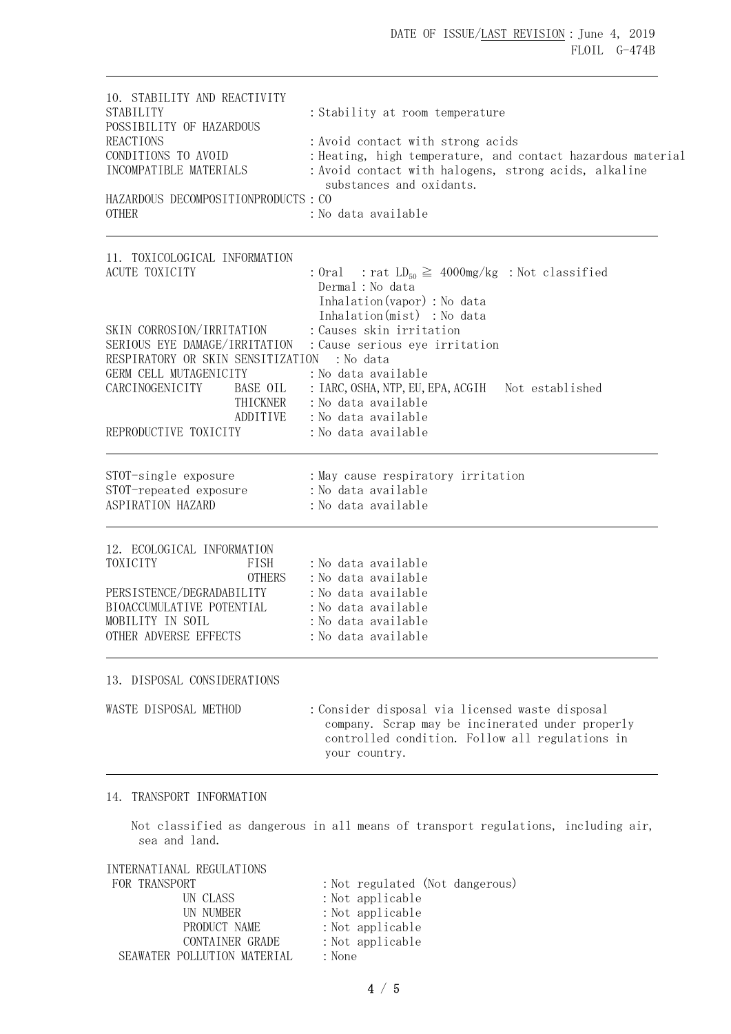## 10. STABILITY AND REACTIVITY

| | |
|---|---|
| STABILITY | : Stability at room temperature |
| POSSIBILITY OF HAZARDOUS REACTIONS | : Avoid contact with strong acids |
| CONDITIONS TO AVOID | : Heating, high temperature, and contact hazardous material |
| INCOMPATIBLE MATERIALS | : Avoid contact with halogens, strong acids, alkaline substances and oxidants. |
| HAZARDOUS DECOMPOSITIONPRODUCTS | : CO |
| OTHER | : No data available |

## 11. TOXICOLOGICAL INFORMATION

| | |
|---|---|
| ACUTE TOXICITY | : Oral : rat $LD_{50} \geqq$ 4000mg/kg : Not classified<br>Dermal : No data<br>Inhalation(vapor) : No data<br>Inhalation(mist) : No data |
| SKIN CORROSION/IRRITATION | : Causes skin irritation |
| SERIOUS EYE DAMAGE/IRRITATION | : Cause serious eye irritation |
| RESPIRATORY OR SKIN SENSITIZATION | : No data |
| GERM CELL MUTAGENICITY | : No data available |
| CARCINOGENICITY BASE OIL | : IARC, OSHA, NTP, EU, EPA, ACGIH Not established |
| THICKNER | : No data available |
| ADDITIVE | : No data available |
| REPRODUCTIVE TOXICITY | : No data available |

| | |
|---|---|
| STOT-single exposure | : May cause respiratory irritation |
| STOT-repeated exposure | : No data available |
| ASPIRATION HAZARD | : No data available |

## 12. ECOLOGICAL INFORMATION

| | |
|---|---|
| TOXICITY FISH | : No data available |
| OTHERS | : No data available |
| PERSISTENCE/DEGRADABILITY | : No data available |
| BIOACCUMULATIVE POTENTIAL | : No data available |
| MOBILITY IN SOIL | : No data available |
| OTHER ADVERSE EFFECTS | : No data available |

## 13. DISPOSAL CONSIDERATIONS

| | |
|---|---|
| WASTE DISPOSAL METHOD | : Consider disposal via licensed waste disposal company. Scrap may be incinerated under properly controlled condition. Follow all regulations in your country. |

## 14. TRANSPORT INFORMATION

Not classified as dangerous in all means of transport regulations, including air, sea and land.

| | |
|---|---|
| INTERNATIANAL REGULATIONS FOR TRANSPORT | : Not regulated (Not dangerous) |
| UN CLASS | : Not applicable |
| UN NUMBER | : Not applicable |
| PRODUCT NAME | : Not applicable |
| CONTAINER GRADE | : Not applicable |
| SEAWATER POLLUTION MATERIAL | : None |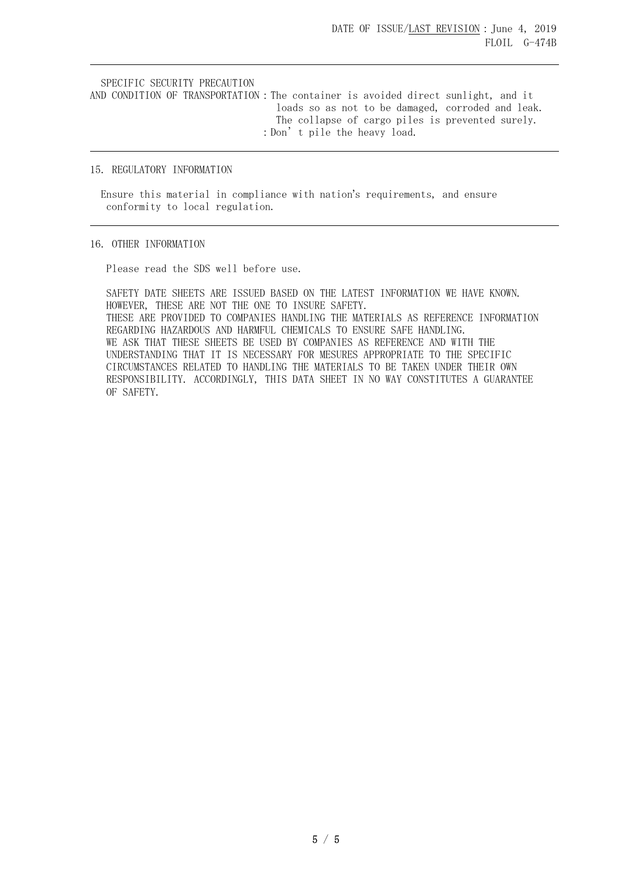SPECIFIC SECURITY PRECAUTION AND CONDITION OF TRANSPORTATION：The container is avoided direct sunlight, and it loads so as not to be damaged, corroded and leak. The collapse of cargo piles is prevented surely.
：Don’t pile the heavy load.

## 15. REGULATORY INFORMATION

Ensure this material in compliance with nation's requirements, and ensure conformity to local regulation.

## 16. OTHER INFORMATION

Please read the SDS well before use.

SAFETY DATE SHEETS ARE ISSUED BASED ON THE LATEST INFORMATION WE HAVE KNOWN. HOWEVER, THESE ARE NOT THE ONE TO INSURE SAFETY.
THESE ARE PROVIDED TO COMPANIES HANDLING THE MATERIALS AS REFERENCE INFORMATION REGARDING HAZARDOUS AND HARMFUL CHEMICALS TO ENSURE SAFE HANDLING.
WE ASK THAT THESE SHEETS BE USED BY COMPANIES AS REFERENCE AND WITH THE UNDERSTANDING THAT IT IS NECESSARY FOR MESURES APPROPRIATE TO THE SPECIFIC CIRCUMSTANCES RELATED TO HANDLING THE MATERIALS TO BE TAKEN UNDER THEIR OWN RESPONSIBILITY. ACCORDINGLY, THIS DATA SHEET IN NO WAY CONSTITUTES A GUARANTEE OF SAFETY.